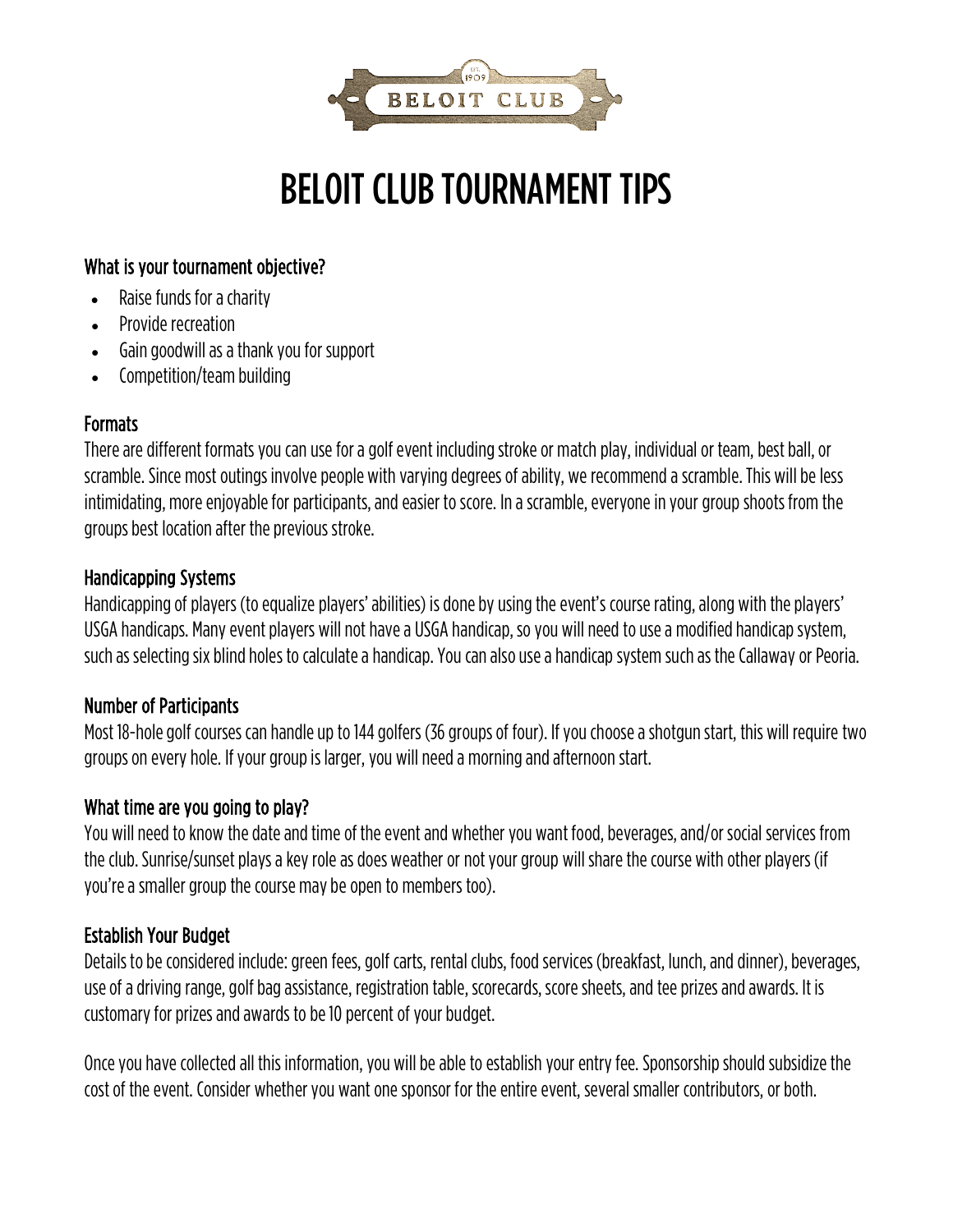# BELOIT CLUB TOURNAMENT TIPS

### What is your tournament objective?

- Raise funds for a charity
- Provide recreation
- Gain goodwill as a thank you for support
- Competition/team building

### Formats

There are different formats you can use for a golf event including stroke or match play, individual or team, best ball, or scramble. Since most outings involve people with varying degrees of ability, we recommend a scramble. This will be less intimidating, more enjoyable for participants, and easier to score. In a scramble, everyone in your group shoots from the groups best location after the previous stroke.

### Handicapping Systems

Handicapping of players (to equalize players' abilities) is done by using the event's course rating, along with the players' USGA handicaps. Many event players will not have a USGA handicap, so you will need to use a modified handicap system, such as selecting six blind holes to calculate a handicap. You can also use a handicap system such as the Callaway or Peoria.

### Number of Participants

Most 18-hole golf courses can handle up to 144 golfers (36 groups of four). If you choose a shotgun start, this will require two groups on every hole. If your group is larger, you will need a morning and afternoon start.

### What time are you going to play?

You will need to know the date and time of the event and whether you want food, beverages, and/or social services from the club. Sunrise/sunset plays a key role as does weather or not your group will share the course with other players (if you're a smaller group the course may be open to members too).

### Establish Your Budget

Details to be considered include: green fees, golf carts, rental clubs, food services (breakfast, lunch, and dinner), beverages, use of a driving range, golf bag assistance, registration table, scorecards, score sheets, and tee prizes and awards. It is customary for prizes and awards to be 10 percent of your budget.

Once you have collected all this information, you will be able to establish your entry fee. Sponsorship should subsidize the cost of the event. Consider whether you want one sponsor for the entire event, several smaller contributors, or both.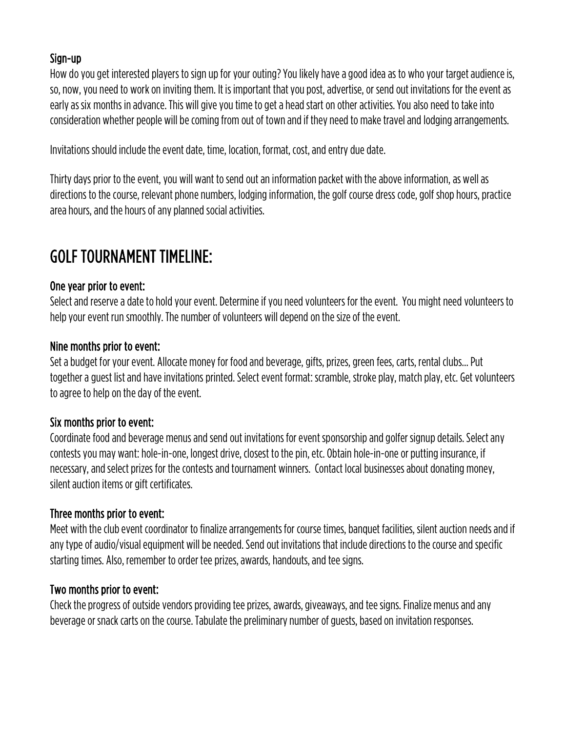### Sign-up

How do you get interested players to sign up for your outing? You likely have a good idea as to who your target audience is, so, now, you need to work on inviting them. It is important that you post, advertise, or send out invitations for the event as early as six months in advance. This will give you time to get a head start on other activities. You also need to take into consideration whether people will be coming from out of town and if they need to make travel and lodging arrangements.

Invitations should include the event date, time, location, format, cost, and entry due date.

Thirty days prior to the event, you will want to send out an information packet with the above information, as well as directions to the course, relevant phone numbers, lodging information, the golf course dress code, golf shop hours, practice area hours, and the hours of any planned social activities.

## GOLF TOURNAMENT TIMELINE:

### One year prior to event:

Select and reserve a date to hold your event. Determine if you need volunteers for the event. You might need volunteers to help your event run smoothly. The number of volunteers will depend on the size of the event.

### Nine months prior to event:

Set a budget for your event. Allocate money for food and beverage, gifts, prizes, green fees, carts, rental clubs... Put together a guest list and have invitations printed. Select event format: scramble, stroke play, match play, etc. Get volunteers to agree to help on the day of the event.

### Six months prior to event:

Coordinate food and beverage menus and send out invitations for event sponsorship and golfer signup details. Select any contests you may want: hole-in-one, longest drive, closest to the pin, etc. Obtain hole-in-one or putting insurance, if necessary, and select prizes for the contests and tournament winners. Contact local businesses about donating money, silent auction items or gift certificates.

### Three months prior to event:

Meet with the club event coordinator to finalize arrangements for course times, banquet facilities, silent auction needs and if any type of audio/visual equipment will be needed. Send out invitations that include directions to the course and specific starting times. Also, remember to order tee prizes, awards, handouts, and tee signs.

### Two months prior to event:

Check the progress of outside vendors providing tee prizes, awards, giveaways, and tee signs. Finalize menus and any beverage or snack carts on the course. Tabulate the preliminary number of guests, based on invitation responses.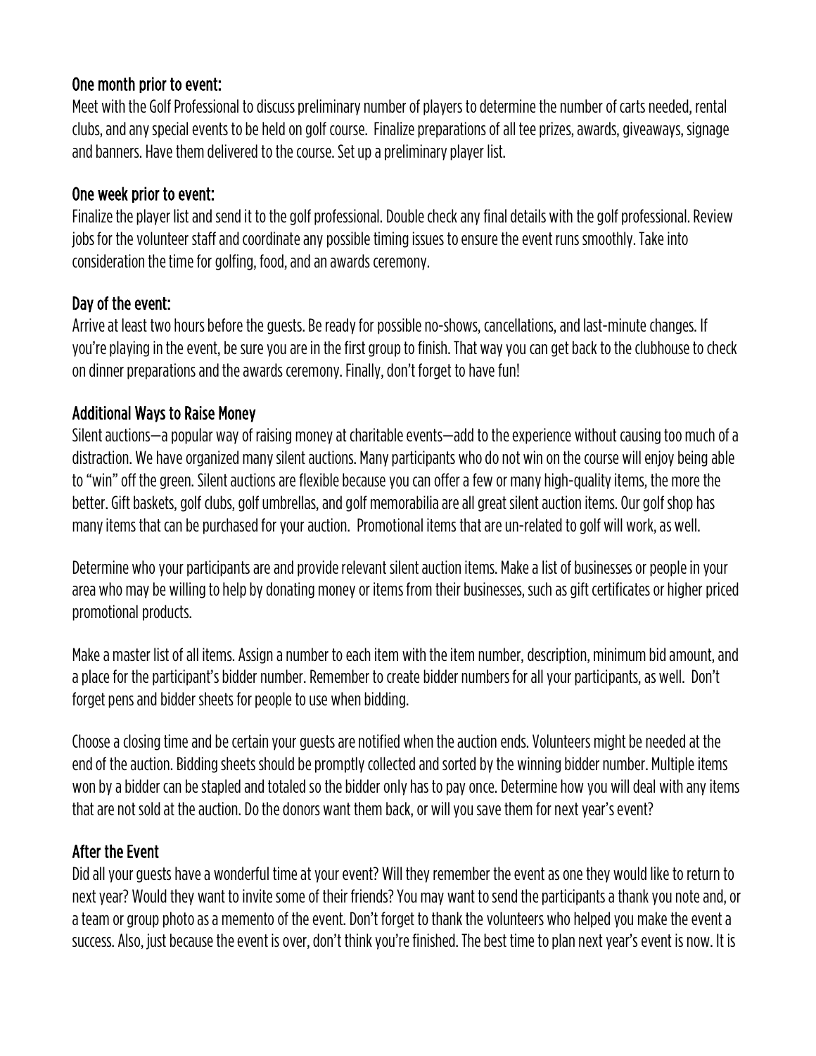### One month prior to event:

Meet with the Golf Professional to discuss preliminary number of players to determine the number of carts needed, rental clubs, and any special events to be held on golf course. Finalize preparations of all tee prizes, awards, giveaways, signage and banners. Have them delivered to the course. Set up a preliminary player list.

### One week prior to event:

Finalize the player list and send it to the golf professional. Double check any final details with the golf professional. Review jobs for the volunteer staff and coordinate any possible timing issues to ensure the event runs smoothly. Take into consideration the time for golfing, food, and an awards ceremony.

### Day of the event:

Arrive at least two hours before the guests. Be ready for possible no-shows, cancellations, and last-minute changes. If you're playing in the event, be sure you are in the first group to finish. That way you can get back to the clubhouse to check on dinner preparations and the awards ceremony. Finally, don't forget to have fun!

### Additional Ways to Raise Money

Silent auctions—a popular way of raising money at charitable events—add to the experience without causing too much of a distraction. We have organized many silent auctions. Many participants who do not win on the course will enjoy being able to "win" off the green. Silent auctions are flexible because you can offer a few or many high-quality items, the more the better. Gift baskets, golf clubs, golf umbrellas, and golf memorabilia are all great silent auction items. Our golf shop has many items that can be purchased for your auction. Promotional items that are un-related to golf will work, as well.

Determine who your participants are and provide relevant silent auction items. Make a list of businesses or people in your area who may be willing to help by donating money or items from their businesses, such as gift certificates or higher priced promotional products.

Make a master list of all items. Assign a number to each item with the item number, description, minimum bid amount, and a place for the participant's bidder number. Remember to create bidder numbers for all your participants, as well. Don't forget pens and bidder sheets for people to use when bidding.

Choose a closing time and be certain your guests are notified when the auction ends. Volunteers might be needed at the end of the auction. Bidding sheets should be promptly collected and sorted by the winning bidder number. Multiple items won by a bidder can be stapled and totaled so the bidder only has to pay once. Determine how you will deal with any items that are not sold at the auction. Do the donors want them back, or will you save them for next year's event?

### After the Event

Did all your guests have a wonderful time at your event? Will they remember the event as one they would like to return to next year? Would they want to invite some of their friends? You may want to send the participants a thank you note and, or a team or group photo as a memento of the event. Don't forget to thank the volunteers who helped you make the event a success. Also, just because the event is over, don't think you're finished. The best time to plan next year's event is now. It is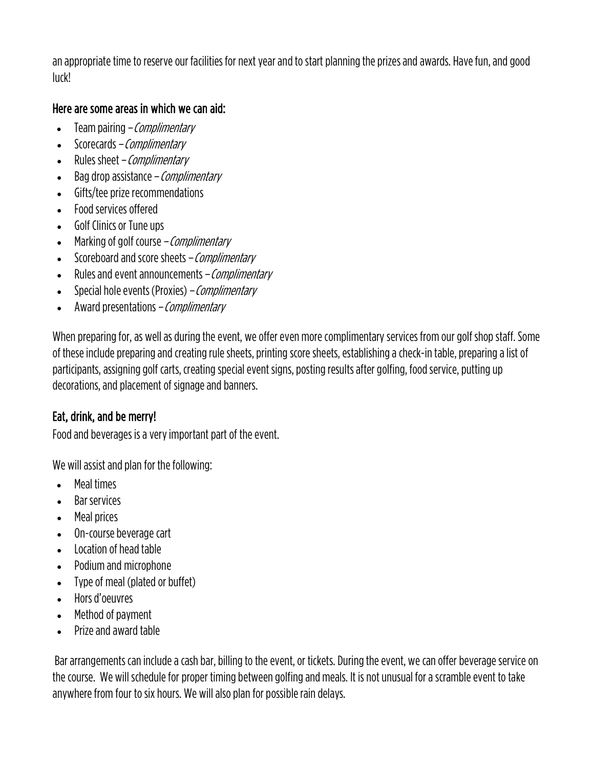an appropriate time to reserve our facilities for next year and to start planning the prizes and awards. Have fun, and good luck!

### Here are some areas in which we can aid:

- Team pairing – *Complimentary*
- Scorecards – *Complimentary*
- Rules sheet – *Complimentary*
- Bag drop assistance – *Complimentary*
- Gifts/tee prize recommendations
- Food services offered
- Golf Clinics or Tune ups
- Marking of golf course – *Complimentary*
- Scoreboard and score sheets – *Complimentary*
- Rules and event announcements – *Complimentary*
- Special hole events (Proxies) – *Complimentary*
- Award presentations – *Complimentary*

When preparing for, as well as during the event, we offer even more complimentary services from our golf shop staff. Some of these include preparing and creating rule sheets, printing score sheets, establishing a check-in table, preparing a list of participants, assigning golf carts, creating special event signs, posting results after golfing, food service, putting up decorations, and placement of signage and banners.

### Eat, drink, and be merry!

Food and beverages is a very important part of the event.

We will assist and plan for the following:

- Meal times
- Bar services
- Meal prices
- On-course beverage cart
- Location of head table
- Podium and microphone
- Type of meal (plated or buffet)
- Hors d'oeuvres
- Method of payment
- Prize and award table

Bar arrangements can include a cash bar, billing to the event, or tickets. During the event, we can offer beverage service on the course. We will schedule for proper timing between golfing and meals. It is not unusual for a scramble event to take anywhere from four to six hours. We will also plan for possible rain delays.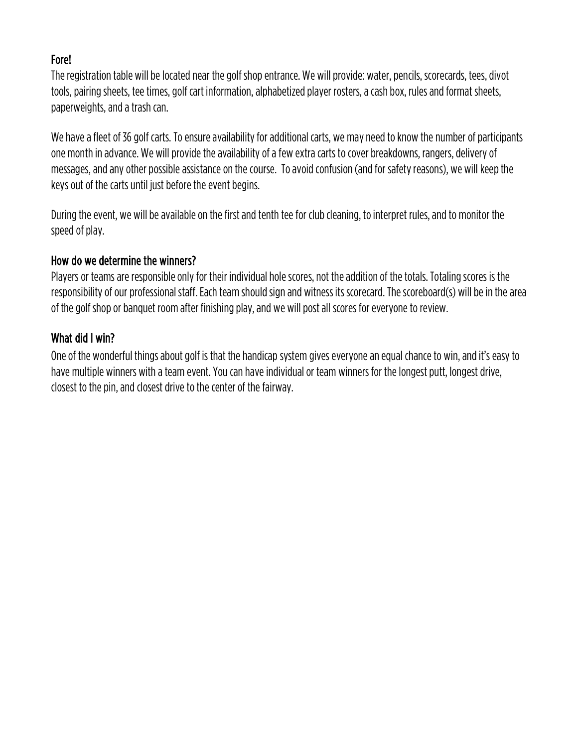## Fore!

The registration table will be located near the golf shop entrance. We will provide: water, pencils, scorecards, tees, divot tools, pairing sheets, tee times, golf cart information, alphabetized player rosters, a cash box, rules and format sheets, paperweights, and a trash can.

We have a fleet of 36 golf carts. To ensure availability for additional carts, we may need to know the number of participants one month in advance. We will provide the availability of a few extra carts to cover breakdowns, rangers, delivery of messages, and any other possible assistance on the course. To avoid confusion (and for safety reasons), we will keep the keys out of the carts until just before the event begins.

During the event, we will be available on the first and tenth tee for club cleaning, to interpret rules, and to monitor the speed of play.

## How do we determine the winners?

Players or teams are responsible only for their individual hole scores, not the addition of the totals. Totaling scores is the responsibility of our professional staff. Each team should sign and witness its scorecard. The scoreboard(s) will be in the area of the golf shop or banquet room after finishing play, and we will post all scores for everyone to review.

## What did I win?

One of the wonderful things about golf is that the handicap system gives everyone an equal chance to win, and it's easy to have multiple winners with a team event. You can have individual or team winners for the longest putt, longest drive, closest to the pin, and closest drive to the center of the fairway.